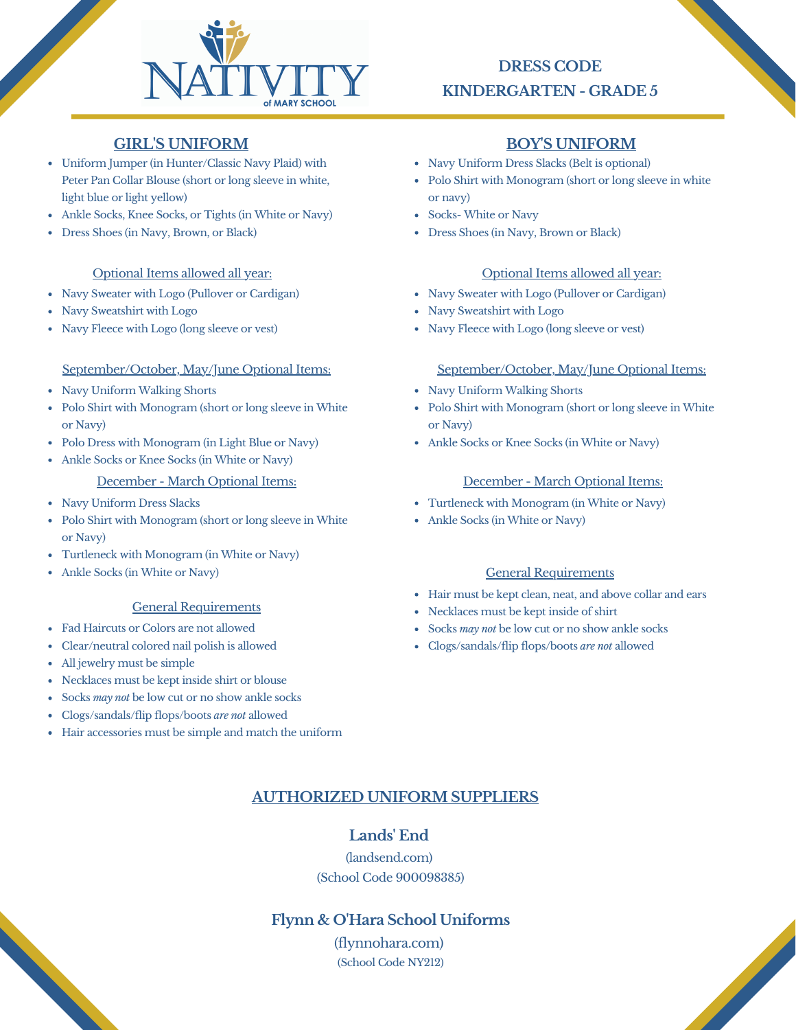# NATIVITY of MARY SCHOOL

## DRESS CODE
## KINDERGARTEN - GRADE 5

## GIRL'S UNIFORM

- Uniform Jumper (in Hunter/Classic Navy Plaid) with Peter Pan Collar Blouse (short or long sleeve in white, light blue or light yellow)
- Ankle Socks, Knee Socks, or Tights (in White or Navy)
- Dress Shoes (in Navy, Brown, or Black)

### Optional Items allowed all year:

- Navy Sweater with Logo (Pullover or Cardigan)
- Navy Sweatshirt with Logo
- Navy Fleece with Logo (long sleeve or vest)

### September/October, May/June Optional Items:

- Navy Uniform Walking Shorts
- Polo Shirt with Monogram (short or long sleeve in White or Navy)
- Polo Dress with Monogram (in Light Blue or Navy)
- Ankle Socks or Knee Socks (in White or Navy)

### December - March Optional Items:

- Navy Uniform Dress Slacks
- Polo Shirt with Monogram (short or long sleeve in White or Navy)
- Turtleneck with Monogram (in White or Navy)
- Ankle Socks (in White or Navy)

### General Requirements

- Fad Haircuts or Colors are not allowed
- Clear/neutral colored nail polish is allowed
- All jewelry must be simple
- Necklaces must be kept inside shirt or blouse
- Socks *may not* be low cut or no show ankle socks
- Clogs/sandals/flip flops/boots *are not* allowed
- Hair accessories must be simple and match the uniform

## BOY'S UNIFORM

- Navy Uniform Dress Slacks (Belt is optional)
- Polo Shirt with Monogram (short or long sleeve in white or navy)
- Socks- White or Navy
- Dress Shoes (in Navy, Brown or Black)

### Optional Items allowed all year:

- Navy Sweater with Logo (Pullover or Cardigan)
- Navy Sweatshirt with Logo
- Navy Fleece with Logo (long sleeve or vest)

### September/October, May/June Optional Items:

- Navy Uniform Walking Shorts
- Polo Shirt with Monogram (short or long sleeve in White or Navy)
- Ankle Socks or Knee Socks (in White or Navy)

### December - March Optional Items:

- Turtleneck with Monogram (in White or Navy)
- Ankle Socks (in White or Navy)

### General Requirements

- Hair must be kept clean, neat, and above collar and ears
- Necklaces must be kept inside of shirt
- Socks *may not* be low cut or no show ankle socks
- Clogs/sandals/flip flops/boots *are not* allowed

## AUTHORIZED UNIFORM SUPPLIERS

### Lands' End

(landsend.com)

(School Code 900098385)

### Flynn & O'Hara School Uniforms

(flynnohara.com)

(School Code NY212)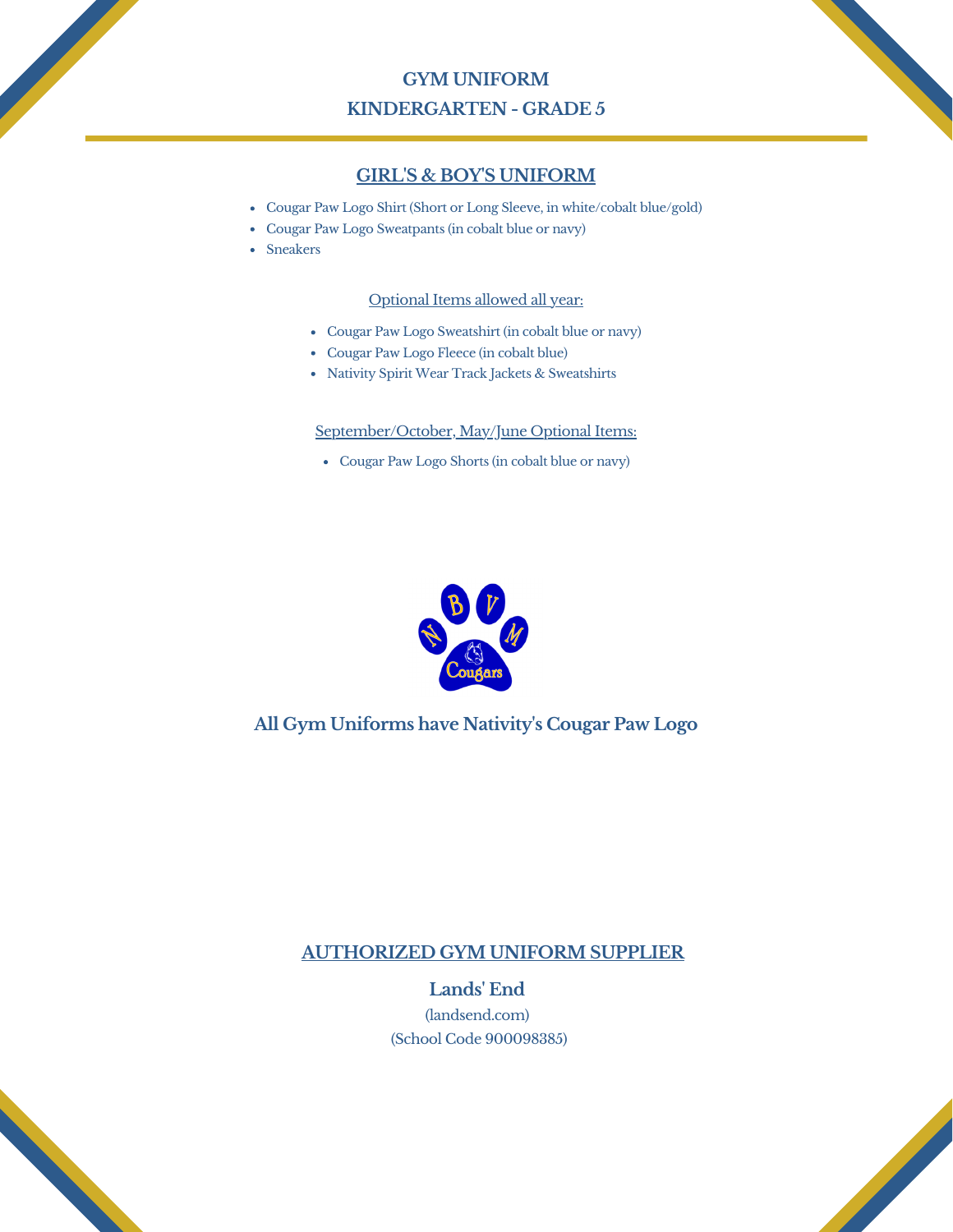# GYM UNIFORM
# KINDERGARTEN - GRADE 5

## GIRL'S & BOY'S UNIFORM

- Cougar Paw Logo Shirt (Short or Long Sleeve, in white/cobalt blue/gold)
- Cougar Paw Logo Sweatpants (in cobalt blue or navy)
- Sneakers

Optional Items allowed all year:

- Cougar Paw Logo Sweatshirt (in cobalt blue or navy)
- Cougar Paw Logo Fleece (in cobalt blue)
- Nativity Spirit Wear Track Jackets & Sweatshirts

September/October, May/June Optional Items:

- Cougar Paw Logo Shorts (in cobalt blue or navy)

**All Gym Uniforms have Nativity's Cougar Paw Logo**

## AUTHORIZED GYM UNIFORM SUPPLIER

**Lands' End**

(landsend.com)

(School Code 900098385)